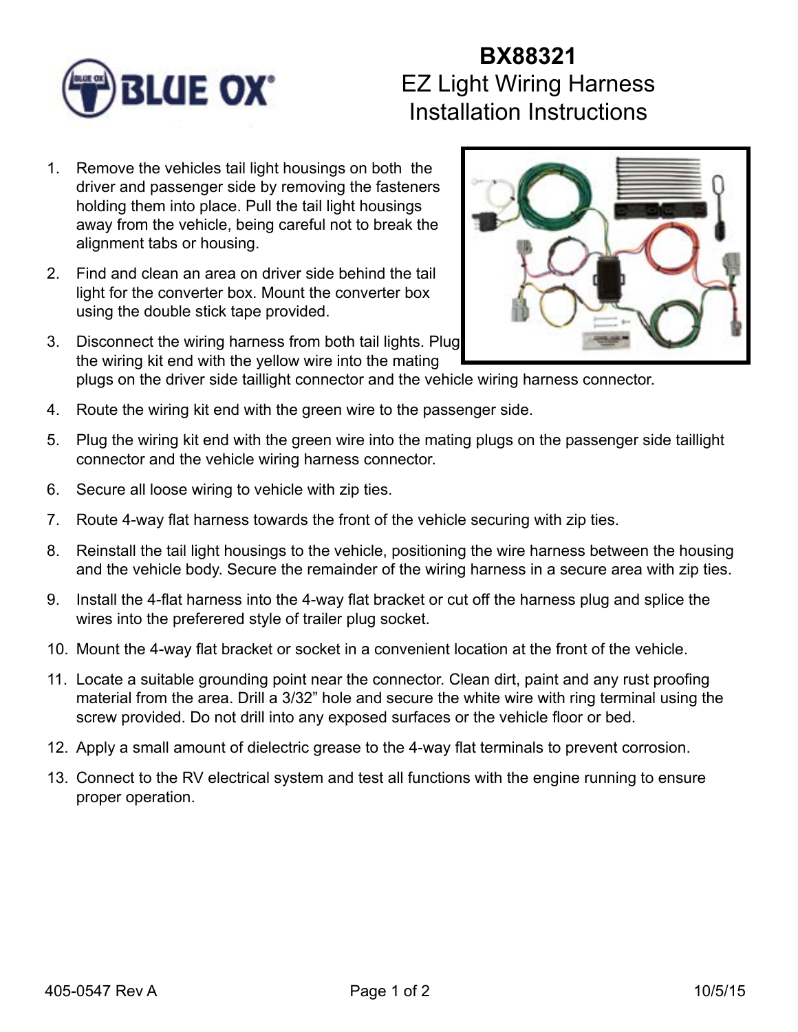# BX88321
## EZ Light Wiring Harness Installation Instructions

1. Remove the vehicles tail light housings on both  the driver and passenger side by removing the fasteners holding them into place. Pull the tail light housings away from the vehicle, being careful not to break the alignment tabs or housing.
2. Find and clean an area on driver side behind the tail light for the converter box. Mount the converter box using the double stick tape provided.
3. Disconnect the wiring harness from both tail lights. Plug the wiring kit end with the yellow wire into the mating plugs on the driver side taillight connector and the vehicle wiring harness connector.
4. Route the wiring kit end with the green wire to the passenger side.
5. Plug the wiring kit end with the green wire into the mating plugs on the passenger side taillight connector and the vehicle wiring harness connector.
6. Secure all loose wiring to vehicle with zip ties.
7. Route 4-way flat harness towards the front of the vehicle securing with zip ties.
8. Reinstall the tail light housings to the vehicle, positioning the wire harness between the housing and the vehicle body. Secure the remainder of the wiring harness in a secure area with zip ties.
9. Install the 4-flat harness into the 4-way flat bracket or cut off the harness plug and splice the wires into the preferered style of trailer plug socket.
10. Mount the 4-way flat bracket or socket in a convenient location at the front of the vehicle.
11. Locate a suitable grounding point near the connector. Clean dirt, paint and any rust proofing material from the area. Drill a 3/32” hole and secure the white wire with ring terminal using the screw provided. Do not drill into any exposed surfaces or the vehicle floor or bed.
12. Apply a small amount of dielectric grease to the 4-way flat terminals to prevent corrosion.
13. Connect to the RV electrical system and test all functions with the engine running to ensure proper operation.

405-0547 Rev A 10/5/15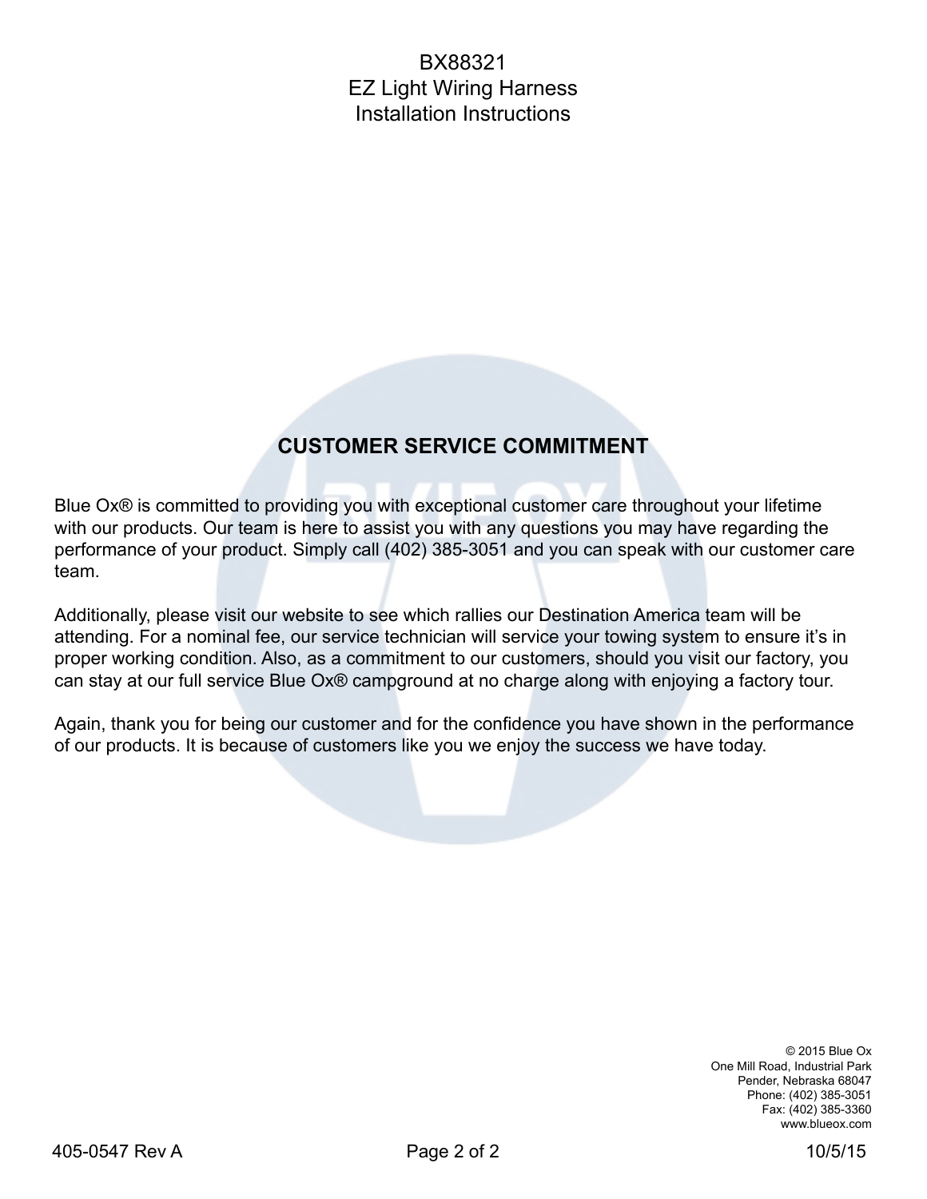## CUSTOMER SERVICE COMMITMENT

Blue Ox® is committed to providing you with exceptional customer care throughout your lifetime with our products. Our team is here to assist you with any questions you may have regarding the performance of your product. Simply call (402) 385-3051 and you can speak with our customer care team.

Additionally, please visit our website to see which rallies our Destination America team will be attending. For a nominal fee, our service technician will service your towing system to ensure it's in proper working condition. Also, as a commitment to our customers, should you visit our factory, you can stay at our full service Blue Ox® campground at no charge along with enjoying a factory tour.

Again, thank you for being our customer and for the confidence you have shown in the performance of our products. It is because of customers like you we enjoy the success we have today.

© 2015 Blue Ox
One Mill Road, Industrial Park
Pender, Nebraska 68047
Phone: (402) 385-3051
Fax: (402) 385-3360
www.blueox.com

405-0547 Rev A

10/5/15